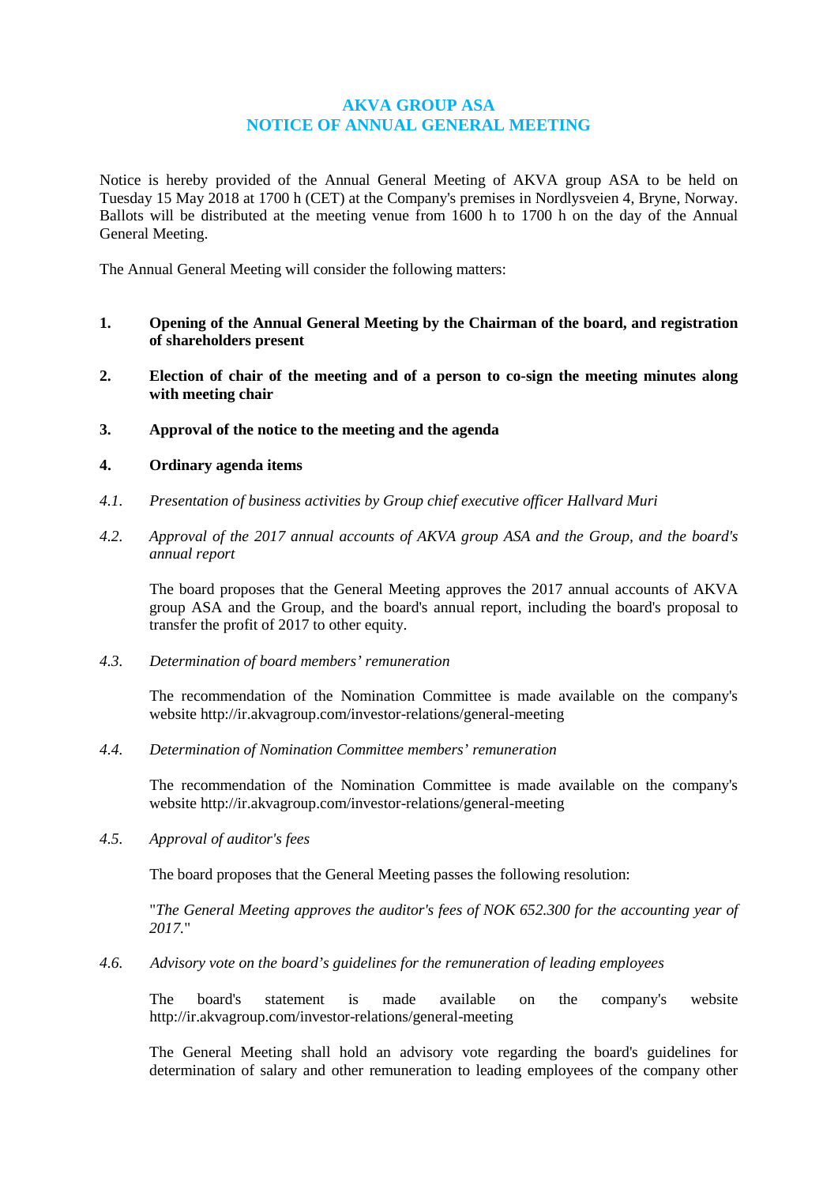# AKVA GROUP ASA
# NOTICE OF ANNUAL GENERAL MEETING

Notice is hereby provided of the Annual General Meeting of AKVA group ASA to be held on Tuesday 15 May 2018 at 1700 h (CET) at the Company's premises in Nordlysveien 4, Bryne, Norway. Ballots will be distributed at the meeting venue from 1600 h to 1700 h on the day of the Annual General Meeting.

The Annual General Meeting will consider the following matters:

**1. Opening of the Annual General Meeting by the Chairman of the board, and registration of shareholders present**

**2. Election of chair of the meeting and of a person to co-sign the meeting minutes along with meeting chair**

**3. Approval of the notice to the meeting and the agenda**

**4. Ordinary agenda items**

*4.1. Presentation of business activities by Group chief executive officer Hallvard Muri*

*4.2. Approval of the 2017 annual accounts of AKVA group ASA and the Group, and the board's annual report*

The board proposes that the General Meeting approves the 2017 annual accounts of AKVA group ASA and the Group, and the board's annual report, including the board's proposal to transfer the profit of 2017 to other equity.

*4.3. Determination of board members' remuneration*

The recommendation of the Nomination Committee is made available on the company's website http://ir.akvagroup.com/investor-relations/general-meeting

*4.4. Determination of Nomination Committee members' remuneration*

The recommendation of the Nomination Committee is made available on the company's website http://ir.akvagroup.com/investor-relations/general-meeting

*4.5. Approval of auditor's fees*

The board proposes that the General Meeting passes the following resolution:

"*The General Meeting approves the auditor's fees of NOK 652.300 for the accounting year of 2017.*"

*4.6. Advisory vote on the board's guidelines for the remuneration of leading employees*

The board's statement is made available on the company's website http://ir.akvagroup.com/investor-relations/general-meeting

The General Meeting shall hold an advisory vote regarding the board's guidelines for determination of salary and other remuneration to leading employees of the company other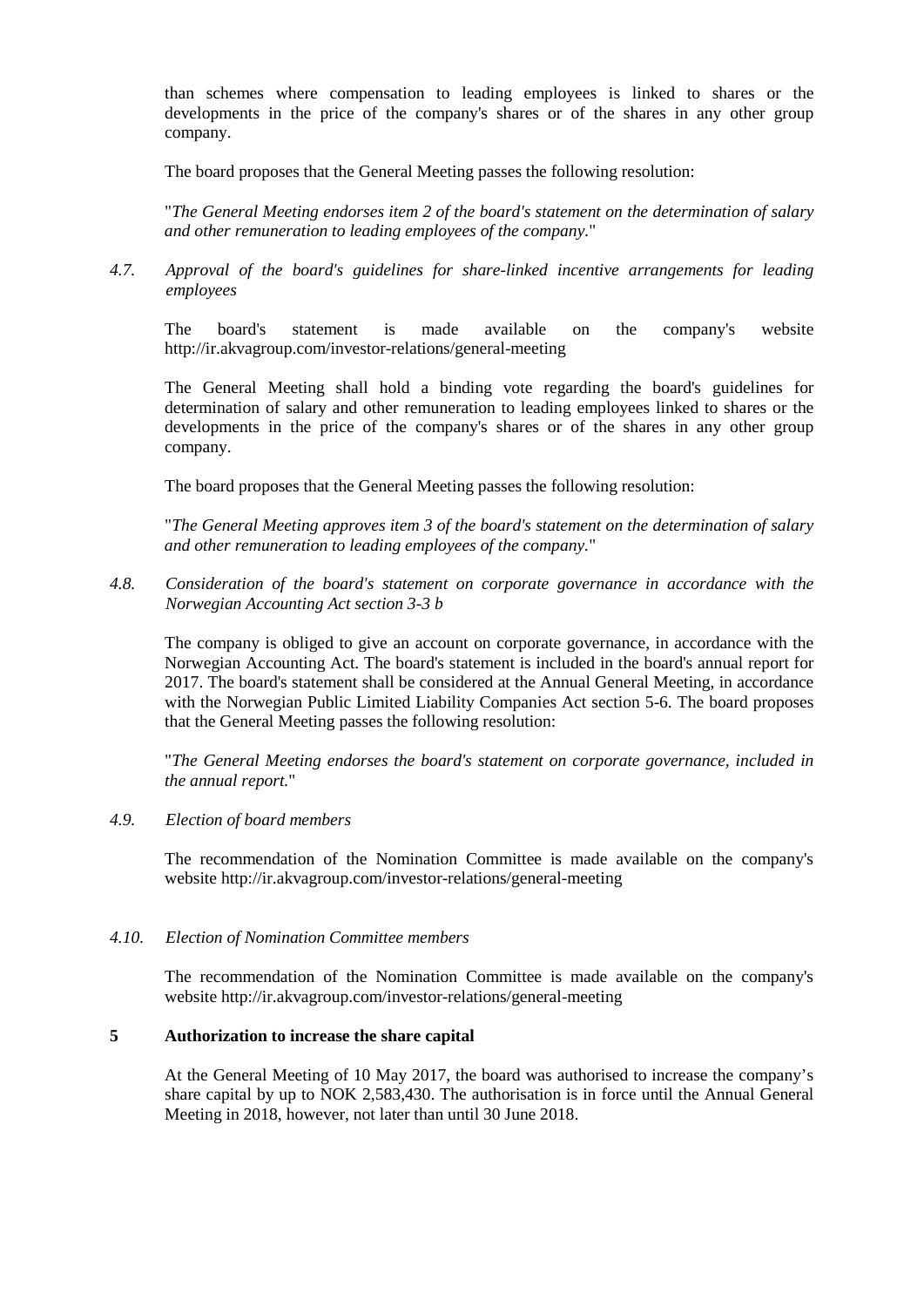than schemes where compensation to leading employees is linked to shares or the developments in the price of the company's shares or of the shares in any other group company.

The board proposes that the General Meeting passes the following resolution:

"*The General Meeting endorses item 2 of the board's statement on the determination of salary and other remuneration to leading employees of the company.*"

*4.7. Approval of the board's guidelines for share-linked incentive arrangements for leading employees*

The board's statement is made available on the company's website http://ir.akvagroup.com/investor-relations/general-meeting

The General Meeting shall hold a binding vote regarding the board's guidelines for determination of salary and other remuneration to leading employees linked to shares or the developments in the price of the company's shares or of the shares in any other group company.

The board proposes that the General Meeting passes the following resolution:

"*The General Meeting approves item 3 of the board's statement on the determination of salary and other remuneration to leading employees of the company.*"

*4.8. Consideration of the board's statement on corporate governance in accordance with the Norwegian Accounting Act section 3-3 b*

The company is obliged to give an account on corporate governance, in accordance with the Norwegian Accounting Act. The board's statement is included in the board's annual report for 2017. The board's statement shall be considered at the Annual General Meeting, in accordance with the Norwegian Public Limited Liability Companies Act section 5-6. The board proposes that the General Meeting passes the following resolution:

"*The General Meeting endorses the board's statement on corporate governance, included in the annual report.*"

*4.9. Election of board members*

The recommendation of the Nomination Committee is made available on the company's website http://ir.akvagroup.com/investor-relations/general-meeting

*4.10. Election of Nomination Committee members*

The recommendation of the Nomination Committee is made available on the company's website http://ir.akvagroup.com/investor-relations/general-meeting

## 5 Authorization to increase the share capital

At the General Meeting of 10 May 2017, the board was authorised to increase the company's share capital by up to NOK 2,583,430. The authorisation is in force until the Annual General Meeting in 2018, however, not later than until 30 June 2018.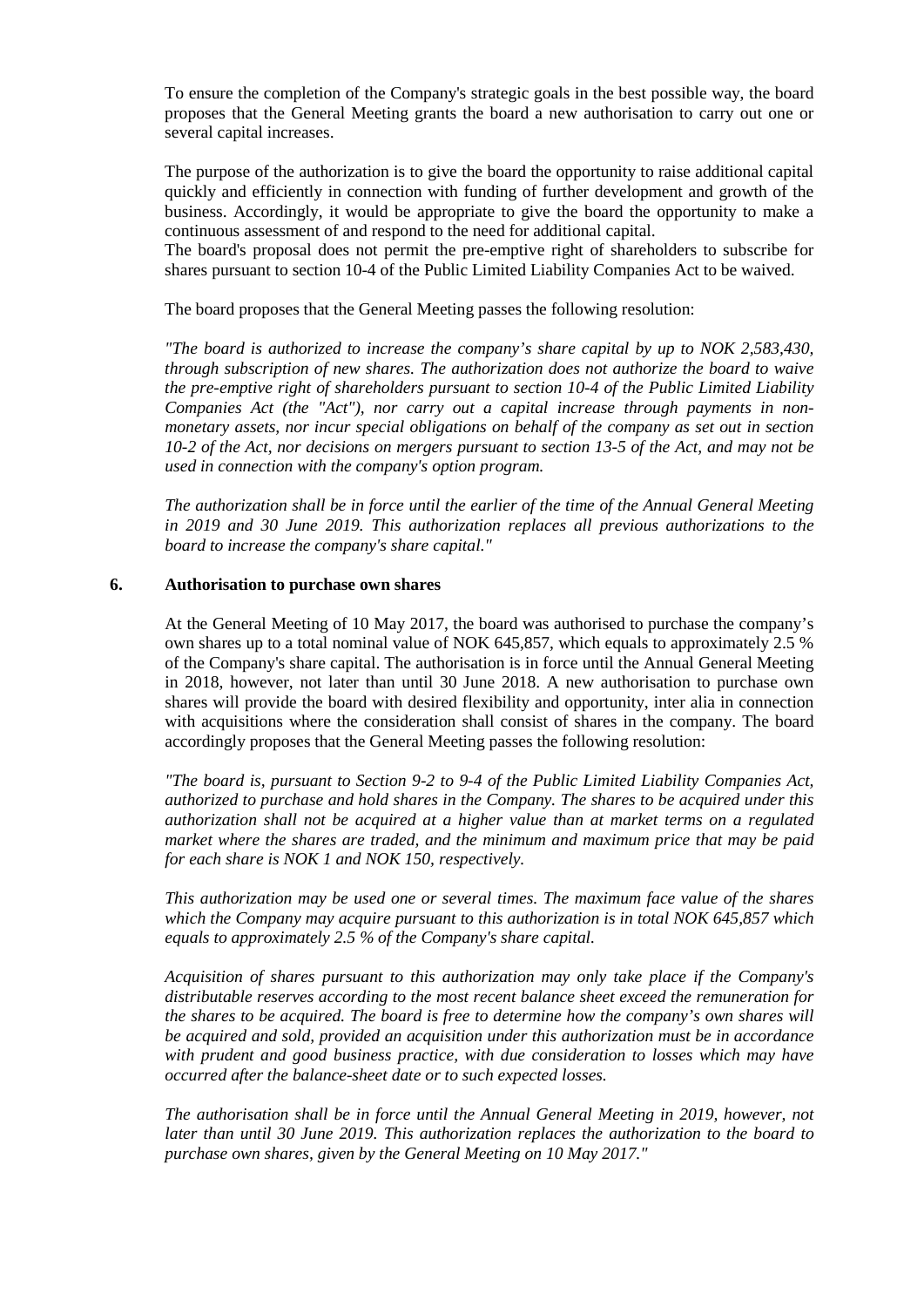To ensure the completion of the Company's strategic goals in the best possible way, the board proposes that the General Meeting grants the board a new authorisation to carry out one or several capital increases.

The purpose of the authorization is to give the board the opportunity to raise additional capital quickly and efficiently in connection with funding of further development and growth of the business. Accordingly, it would be appropriate to give the board the opportunity to make a continuous assessment of and respond to the need for additional capital.
The board's proposal does not permit the pre-emptive right of shareholders to subscribe for shares pursuant to section 10-4 of the Public Limited Liability Companies Act to be waived.

The board proposes that the General Meeting passes the following resolution:

*"The board is authorized to increase the company's share capital by up to NOK 2,583,430, through subscription of new shares. The authorization does not authorize the board to waive the pre-emptive right of shareholders pursuant to section 10-4 of the Public Limited Liability Companies Act (the "Act"), nor carry out a capital increase through payments in non-monetary assets, nor incur special obligations on behalf of the company as set out in section 10-2 of the Act, nor decisions on mergers pursuant to section 13-5 of the Act, and may not be used in connection with the company's option program.*

*The authorization shall be in force until the earlier of the time of the Annual General Meeting in 2019 and 30 June 2019. This authorization replaces all previous authorizations to the board to increase the company's share capital."*

## 6. Authorisation to purchase own shares

At the General Meeting of 10 May 2017, the board was authorised to purchase the company's own shares up to a total nominal value of NOK 645,857, which equals to approximately 2.5 % of the Company's share capital. The authorisation is in force until the Annual General Meeting in 2018, however, not later than until 30 June 2018. A new authorisation to purchase own shares will provide the board with desired flexibility and opportunity, inter alia in connection with acquisitions where the consideration shall consist of shares in the company. The board accordingly proposes that the General Meeting passes the following resolution:

*"The board is, pursuant to Section 9-2 to 9-4 of the Public Limited Liability Companies Act, authorized to purchase and hold shares in the Company. The shares to be acquired under this authorization shall not be acquired at a higher value than at market terms on a regulated market where the shares are traded, and the minimum and maximum price that may be paid for each share is NOK 1 and NOK 150, respectively.*

*This authorization may be used one or several times. The maximum face value of the shares which the Company may acquire pursuant to this authorization is in total NOK 645,857 which equals to approximately 2.5 % of the Company's share capital.*

*Acquisition of shares pursuant to this authorization may only take place if the Company's distributable reserves according to the most recent balance sheet exceed the remuneration for the shares to be acquired. The board is free to determine how the company's own shares will be acquired and sold, provided an acquisition under this authorization must be in accordance with prudent and good business practice, with due consideration to losses which may have occurred after the balance-sheet date or to such expected losses.*

*The authorisation shall be in force until the Annual General Meeting in 2019, however, not later than until 30 June 2019. This authorization replaces the authorization to the board to purchase own shares, given by the General Meeting on 10 May 2017."*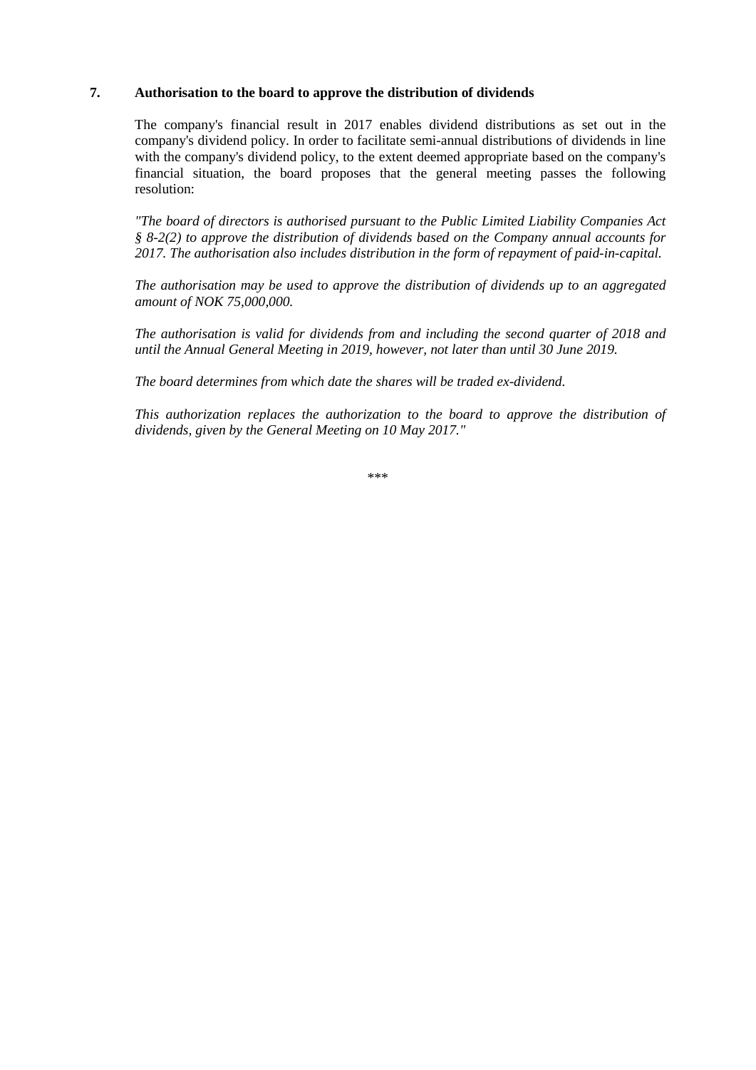## 7. Authorisation to the board to approve the distribution of dividends

The company's financial result in 2017 enables dividend distributions as set out in the company's dividend policy. In order to facilitate semi-annual distributions of dividends in line with the company's dividend policy, to the extent deemed appropriate based on the company's financial situation, the board proposes that the general meeting passes the following resolution:

*"The board of directors is authorised pursuant to the Public Limited Liability Companies Act § 8-2(2) to approve the distribution of dividends based on the Company annual accounts for 2017. The authorisation also includes distribution in the form of repayment of paid-in-capital.*

*The authorisation may be used to approve the distribution of dividends up to an aggregated amount of NOK 75,000,000.*

*The authorisation is valid for dividends from and including the second quarter of 2018 and until the Annual General Meeting in 2019, however, not later than until 30 June 2019.*

*The board determines from which date the shares will be traded ex-dividend.*

*This authorization replaces the authorization to the board to approve the distribution of dividends, given by the General Meeting on 10 May 2017."*

***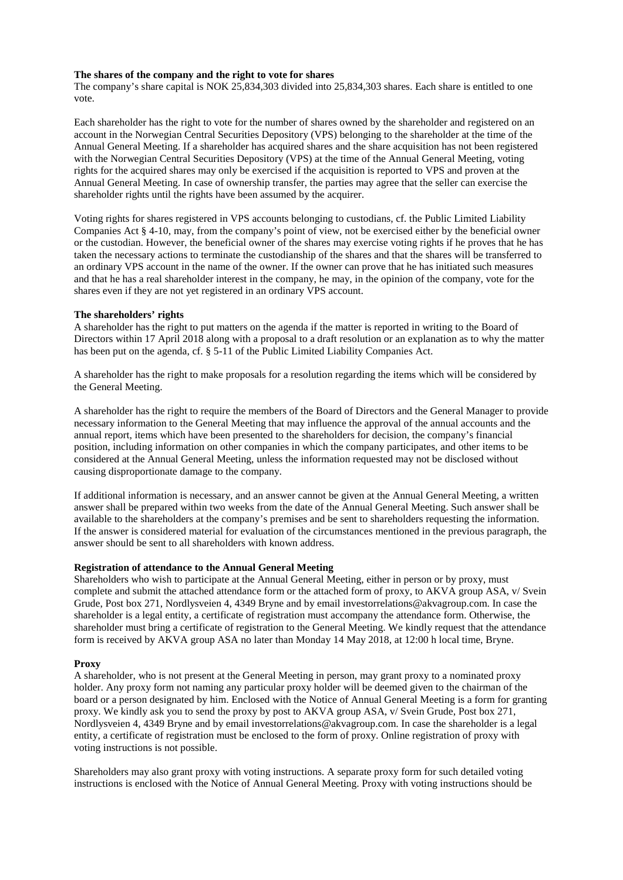**The shares of the company and the right to vote for shares**

The company's share capital is NOK 25,834,303 divided into 25,834,303 shares. Each share is entitled to one vote.

Each shareholder has the right to vote for the number of shares owned by the shareholder and registered on an account in the Norwegian Central Securities Depository (VPS) belonging to the shareholder at the time of the Annual General Meeting. If a shareholder has acquired shares and the share acquisition has not been registered with the Norwegian Central Securities Depository (VPS) at the time of the Annual General Meeting, voting rights for the acquired shares may only be exercised if the acquisition is reported to VPS and proven at the Annual General Meeting. In case of ownership transfer, the parties may agree that the seller can exercise the shareholder rights until the rights have been assumed by the acquirer.

Voting rights for shares registered in VPS accounts belonging to custodians, cf. the Public Limited Liability Companies Act § 4-10, may, from the company's point of view, not be exercised either by the beneficial owner or the custodian. However, the beneficial owner of the shares may exercise voting rights if he proves that he has taken the necessary actions to terminate the custodianship of the shares and that the shares will be transferred to an ordinary VPS account in the name of the owner. If the owner can prove that he has initiated such measures and that he has a real shareholder interest in the company, he may, in the opinion of the company, vote for the shares even if they are not yet registered in an ordinary VPS account.

**The shareholders' rights**

A shareholder has the right to put matters on the agenda if the matter is reported in writing to the Board of Directors within 17 April 2018 along with a proposal to a draft resolution or an explanation as to why the matter has been put on the agenda, cf. § 5-11 of the Public Limited Liability Companies Act.

A shareholder has the right to make proposals for a resolution regarding the items which will be considered by the General Meeting.

A shareholder has the right to require the members of the Board of Directors and the General Manager to provide necessary information to the General Meeting that may influence the approval of the annual accounts and the annual report, items which have been presented to the shareholders for decision, the company's financial position, including information on other companies in which the company participates, and other items to be considered at the Annual General Meeting, unless the information requested may not be disclosed without causing disproportionate damage to the company.

If additional information is necessary, and an answer cannot be given at the Annual General Meeting, a written answer shall be prepared within two weeks from the date of the Annual General Meeting. Such answer shall be available to the shareholders at the company's premises and be sent to shareholders requesting the information. If the answer is considered material for evaluation of the circumstances mentioned in the previous paragraph, the answer should be sent to all shareholders with known address.

**Registration of attendance to the Annual General Meeting**

Shareholders who wish to participate at the Annual General Meeting, either in person or by proxy, must complete and submit the attached attendance form or the attached form of proxy, to AKVA group ASA, v/ Svein Grude, Post box 271, Nordlysveien 4, 4349 Bryne and by email investorrelations@akvagroup.com. In case the shareholder is a legal entity, a certificate of registration must accompany the attendance form. Otherwise, the shareholder must bring a certificate of registration to the General Meeting. We kindly request that the attendance form is received by AKVA group ASA no later than Monday 14 May 2018, at 12:00 h local time, Bryne.

**Proxy**

A shareholder, who is not present at the General Meeting in person, may grant proxy to a nominated proxy holder. Any proxy form not naming any particular proxy holder will be deemed given to the chairman of the board or a person designated by him. Enclosed with the Notice of Annual General Meeting is a form for granting proxy. We kindly ask you to send the proxy by post to AKVA group ASA, v/ Svein Grude, Post box 271, Nordlysveien 4, 4349 Bryne and by email investorrelations@akvagroup.com. In case the shareholder is a legal entity, a certificate of registration must be enclosed to the form of proxy. Online registration of proxy with voting instructions is not possible.

Shareholders may also grant proxy with voting instructions. A separate proxy form for such detailed voting instructions is enclosed with the Notice of Annual General Meeting. Proxy with voting instructions should be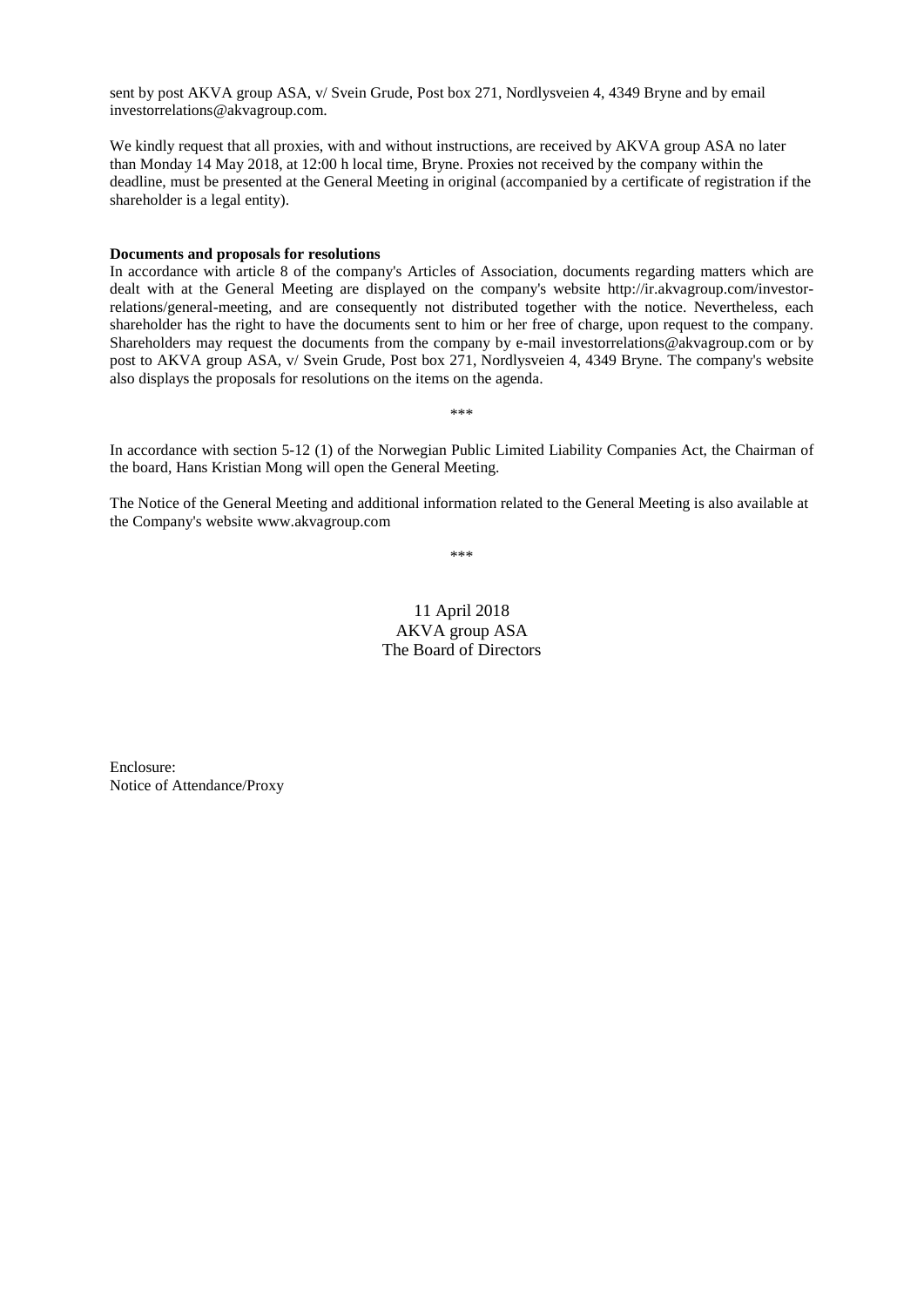sent by post AKVA group ASA, v/ Svein Grude, Post box 271, Nordlysveien 4, 4349 Bryne and by email investorrelations@akvagroup.com.

We kindly request that all proxies, with and without instructions, are received by AKVA group ASA no later than Monday 14 May 2018, at 12:00 h local time, Bryne. Proxies not received by the company within the deadline, must be presented at the General Meeting in original (accompanied by a certificate of registration if the shareholder is a legal entity).

**Documents and proposals for resolutions**

In accordance with article 8 of the company's Articles of Association, documents regarding matters which are dealt with at the General Meeting are displayed on the company's website http://ir.akvagroup.com/investor-relations/general-meeting, and are consequently not distributed together with the notice. Nevertheless, each shareholder has the right to have the documents sent to him or her free of charge, upon request to the company. Shareholders may request the documents from the company by e-mail investorrelations@akvagroup.com or by post to AKVA group ASA, v/ Svein Grude, Post box 271, Nordlysveien 4, 4349 Bryne. The company's website also displays the proposals for resolutions on the items on the agenda.

\*\*\*

In accordance with section 5-12 (1) of the Norwegian Public Limited Liability Companies Act, the Chairman of the board, Hans Kristian Mong will open the General Meeting.

The Notice of the General Meeting and additional information related to the General Meeting is also available at the Company's website www.akvagroup.com

\*\*\*

11 April 2018
AKVA group ASA
The Board of Directors

Enclosure:
Notice of Attendance/Proxy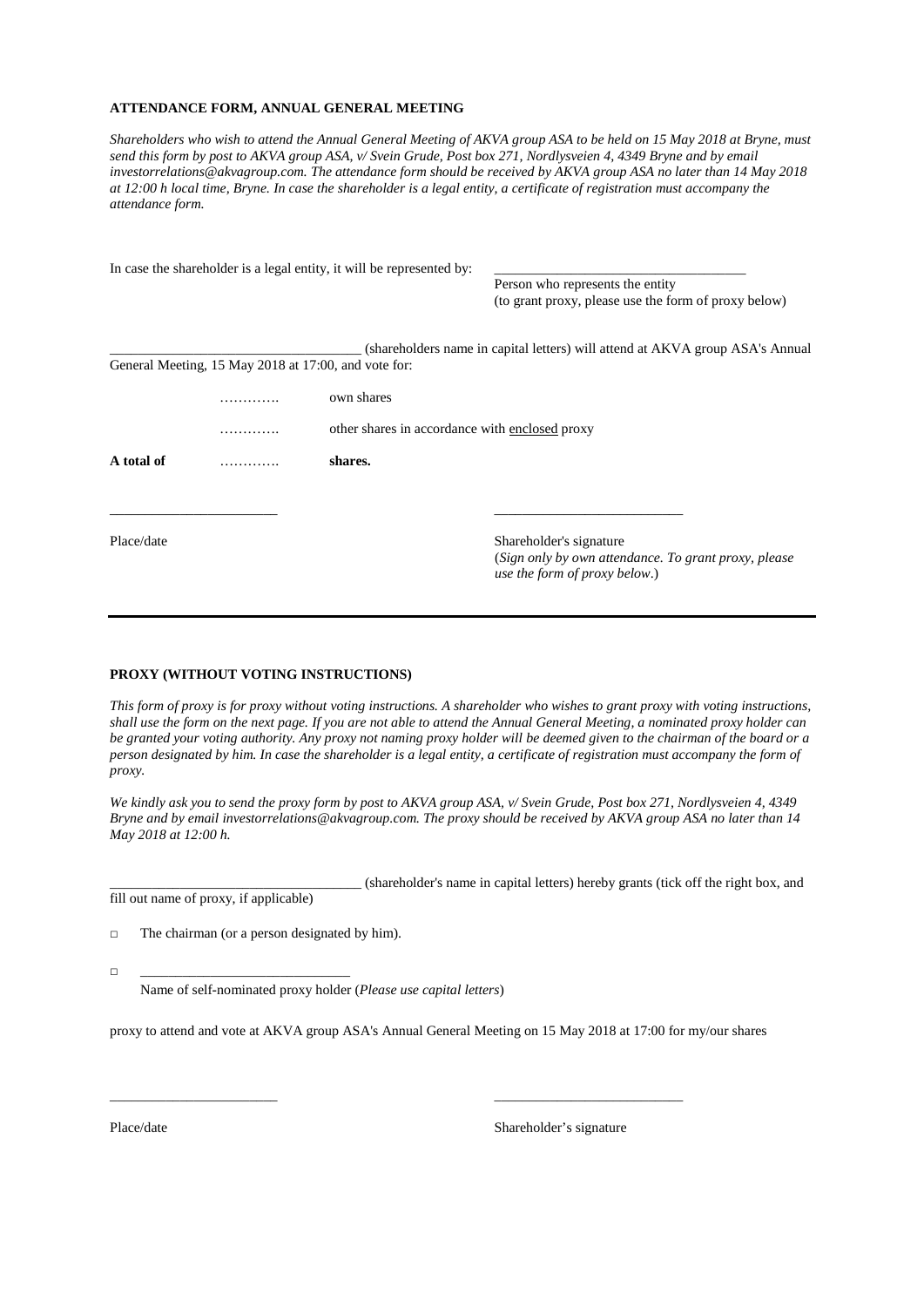**ATTENDANCE FORM, ANNUAL GENERAL MEETING**

*Shareholders who wish to attend the Annual General Meeting of AKVA group ASA to be held on 15 May 2018 at Bryne, must send this form by post to AKVA group ASA, v/ Svein Grude, Post box 271, Nordlysveien 4, 4349 Bryne and by email investorrelations@akvagroup.com. The attendance form should be received by AKVA group ASA no later than 14 May 2018 at 12:00 h local time, Bryne. In case the shareholder is a legal entity, a certificate of registration must accompany the attendance form.*

In case the shareholder is a legal entity, it will be represented by: ___________________________________

Person who represents the entity
(to grant proxy, please use the form of proxy below)

___________________________________ (shareholders name in capital letters) will attend at AKVA group ASA's Annual General Meeting, 15 May 2018 at 17:00, and vote for:

| | | |
|---|---|---|
| | ………… | own shares |
| | ………… | other shares in accordance with enclosed proxy |
| **A total of** | ………… | **shares.** |

_______________________ &nbsp;&nbsp;&nbsp;&nbsp;&nbsp;&nbsp;&nbsp;&nbsp; ___________________________

Place/date

Shareholder's signature
(*Sign only by own attendance. To grant proxy, please use the form of proxy below*.)

---

**PROXY (WITHOUT VOTING INSTRUCTIONS)**

*This form of proxy is for proxy without voting instructions. A shareholder who wishes to grant proxy with voting instructions, shall use the form on the next page. If you are not able to attend the Annual General Meeting, a nominated proxy holder can be granted your voting authority. Any proxy not naming proxy holder will be deemed given to the chairman of the board or a person designated by him. In case the shareholder is a legal entity, a certificate of registration must accompany the form of proxy.*

*We kindly ask you to send the proxy form by post to AKVA group ASA, v/ Svein Grude, Post box 271, Nordlysveien 4, 4349 Bryne and by email investorrelations@akvagroup.com. The proxy should be received by AKVA group ASA no later than 14 May 2018 at 12:00 h.*

___________________________________ (shareholder's name in capital letters) hereby grants (tick off the right box, and fill out name of proxy, if applicable)

□ The chairman (or a person designated by him).

□ ______________________________
Name of self-nominated proxy holder (*Please use capital letters*)

proxy to attend and vote at AKVA group ASA's Annual General Meeting on 15 May 2018 at 17:00 for my/our shares

_______________________ &nbsp;&nbsp;&nbsp;&nbsp;&nbsp;&nbsp;&nbsp;&nbsp; ___________________________

Place/date &nbsp;&nbsp;&nbsp;&nbsp;&nbsp;&nbsp;&nbsp;&nbsp; Shareholder's signature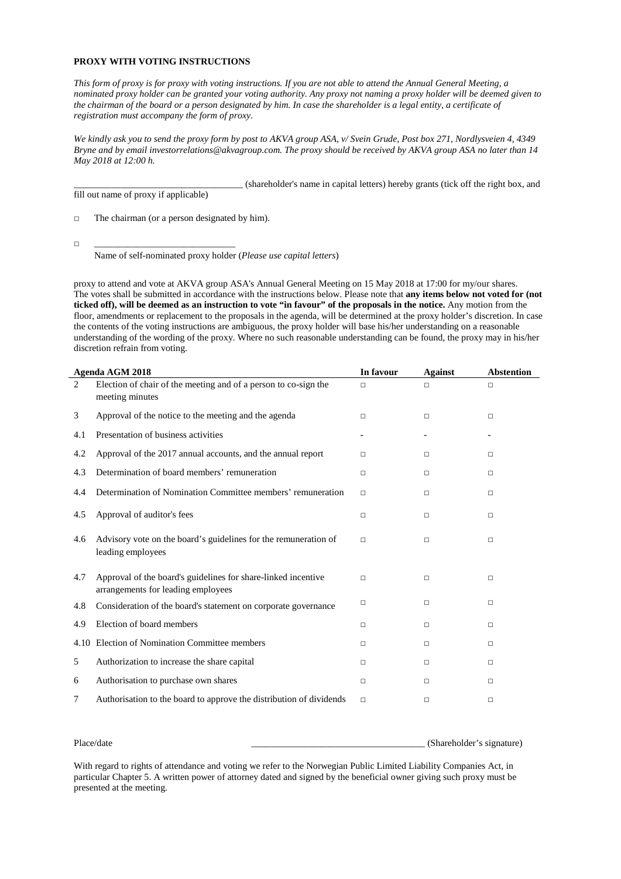**PROXY WITH VOTING INSTRUCTIONS**

*This form of proxy is for proxy with voting instructions. If you are not able to attend the Annual General Meeting, a nominated proxy holder can be granted your voting authority. Any proxy not naming a proxy holder will be deemed given to the chairman of the board or a person designated by him. In case the shareholder is a legal entity, a certificate of registration must accompany the form of proxy.*

*We kindly ask you to send the proxy form by post to AKVA group ASA, v/ Svein Grude, Post box 271, Nordlysveien 4, 4349 Bryne and by email investorrelations@akvagroup.com. The proxy should be received by AKVA group ASA no later than 14 May 2018 at 12:00 h.*

___________________________________ (shareholder's name in capital letters) hereby grants (tick off the right box, and fill out name of proxy if applicable)

□ The chairman (or a person designated by him).

□ ______________________________
Name of self-nominated proxy holder (*Please use capital letters*)

proxy to attend and vote at AKVA group ASA's Annual General Meeting on 15 May 2018 at 17:00 for my/our shares. The votes shall be submitted in accordance with the instructions below. Please note that **any items below not voted for (not ticked off), will be deemed as an instruction to vote "in favour" of the proposals in the notice.** Any motion from the floor, amendments or replacement to the proposals in the agenda, will be determined at the proxy holder's discretion. In case the contents of the voting instructions are ambiguous, the proxy holder will base his/her understanding on a reasonable understanding of the wording of the proxy. Where no such reasonable understanding can be found, the proxy may in his/her discretion refrain from voting.

| Agenda AGM 2018 | | In favour | Against | Abstention |
|---|---|---|---|---|
| 2 | Election of chair of the meeting and of a person to co-sign the meeting minutes | □ | □ | □ |
| 3 | Approval of the notice to the meeting and the agenda | □ | □ | □ |
| 4.1 | Presentation of business activities | - | - | - |
| 4.2 | Approval of the 2017 annual accounts, and the annual report | □ | □ | □ |
| 4.3 | Determination of board members' remuneration | □ | □ | □ |
| 4.4 | Determination of Nomination Committee members' remuneration | □ | □ | □ |
| 4.5 | Approval of auditor's fees | □ | □ | □ |
| 4.6 | Advisory vote on the board's guidelines for the remuneration of leading employees | □ | □ | □ |
| 4.7 | Approval of the board's guidelines for share-linked incentive arrangements for leading employees | □ | □ | □ |
| 4.8 | Consideration of the board's statement on corporate governance | □ | □ | □ |
| 4.9 | Election of board members | □ | □ | □ |
| 4.10 | Election of Nomination Committee members | □ | □ | □ |
| 5 | Authorization to increase the share capital | □ | □ | □ |
| 6 | Authorisation to purchase own shares | □ | □ | □ |
| 7 | Authorisation to the board to approve the distribution of dividends | □ | □ | □ |

Place/date _____________________________________ (Shareholder's signature)

With regard to rights of attendance and voting we refer to the Norwegian Public Limited Liability Companies Act, in particular Chapter 5. A written power of attorney dated and signed by the beneficial owner giving such proxy must be presented at the meeting.